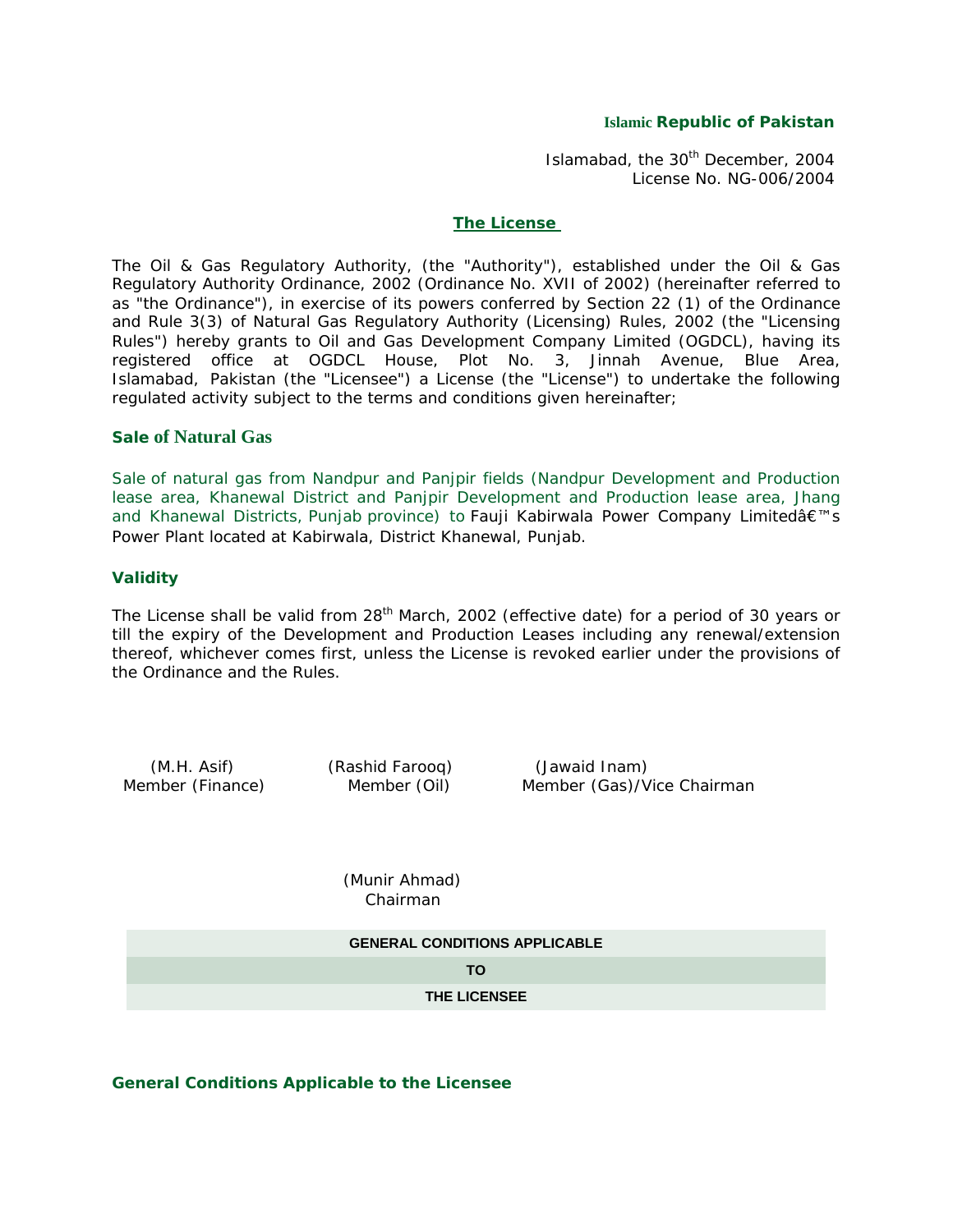**Islamic Republic of Pakistan**

Islamabad, the 30th December, 2004
License No. NG-006/2004

## The License

The Oil & Gas Regulatory Authority, (the "Authority"), established under the Oil & Gas Regulatory Authority Ordinance, 2002 (Ordinance No. XVII of 2002) (hereinafter referred to as "the Ordinance"), in exercise of its powers conferred by Section 22 (1) of the Ordinance and Rule 3(3) of Natural Gas Regulatory Authority (Licensing) Rules, 2002 (the "Licensing Rules") hereby grants to Oil and Gas Development Company Limited (OGDCL), having its registered office at OGDCL House, Plot No. 3, Jinnah Avenue, Blue Area, Islamabad, Pakistan (the "Licensee") a License (the "License") to undertake the following regulated activity subject to the terms and conditions given hereinafter;

### Sale of Natural Gas

Sale of natural gas from Nandpur and Panjpir fields (Nandpur Development and Production lease area, Khanewal District and Panjpir Development and Production lease area, Jhang and Khanewal Districts, Punjab province) to Fauji Kabirwala Power Company Limitedâ€™s Power Plant located at Kabirwala, District Khanewal, Punjab.

### Validity

The License shall be valid from 28th March, 2002 (effective date) for a period of 30 years or till the expiry of the Development and Production Leases including any renewal/extension thereof, whichever comes first, unless the License is revoked earlier under the provisions of the Ordinance and the Rules.

| (M.H. Asif) | (Rashid Farooq) | (Jawaid Inam) |
|---|---|---|
| Member (Finance) | Member (Oil) | Member (Gas)/Vice Chairman |

(Munir Ahmad)
Chairman

**GENERAL CONDITIONS APPLICABLE**

**TO**

**THE LICENSEE**

### General Conditions Applicable to the Licensee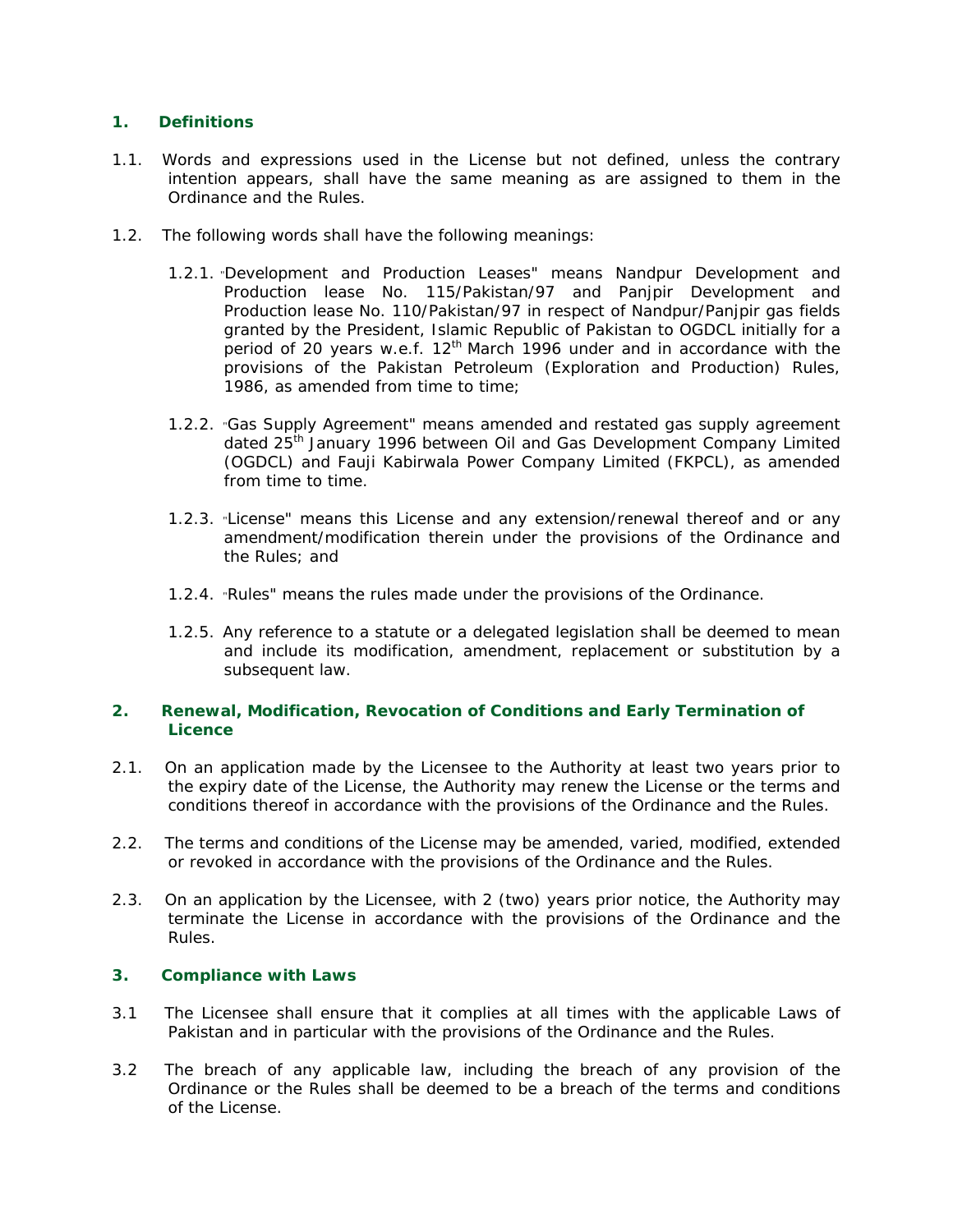## 1. Definitions

1.1. Words and expressions used in the License but not defined, unless the contrary intention appears, shall have the same meaning as are assigned to them in the Ordinance and the Rules.

1.2. The following words shall have the following meanings:

1.2.1. "Development and Production Leases" means Nandpur Development and Production lease No. 115/Pakistan/97 and Panjpir Development and Production lease No. 110/Pakistan/97 in respect of Nandpur/Panjpir gas fields granted by the President, Islamic Republic of Pakistan to OGDCL initially for a period of 20 years w.e.f. 12th March 1996 under and in accordance with the provisions of the Pakistan Petroleum (Exploration and Production) Rules, 1986, as amended from time to time;

1.2.2. "Gas Supply Agreement" means amended and restated gas supply agreement dated 25th January 1996 between Oil and Gas Development Company Limited (OGDCL) and Fauji Kabirwala Power Company Limited (FKPCL), as amended from time to time.

1.2.3. "License" means this License and any extension/renewal thereof and or any amendment/modification therein under the provisions of the Ordinance and the Rules; and

1.2.4. "Rules" means the rules made under the provisions of the Ordinance.

1.2.5. Any reference to a statute or a delegated legislation shall be deemed to mean and include its modification, amendment, replacement or substitution by a subsequent law.

## 2. Renewal, Modification, Revocation of Conditions and Early Termination of Licence

2.1. On an application made by the Licensee to the Authority at least two years prior to the expiry date of the License, the Authority may renew the License or the terms and conditions thereof in accordance with the provisions of the Ordinance and the Rules.

2.2. The terms and conditions of the License may be amended, varied, modified, extended or revoked in accordance with the provisions of the Ordinance and the Rules.

2.3. On an application by the Licensee, with 2 (two) years prior notice, the Authority may terminate the License in accordance with the provisions of the Ordinance and the Rules.

## 3. Compliance with Laws

3.1 The Licensee shall ensure that it complies at all times with the applicable Laws of Pakistan and in particular with the provisions of the Ordinance and the Rules.

3.2 The breach of any applicable law, including the breach of any provision of the Ordinance or the Rules shall be deemed to be a breach of the terms and conditions of the License.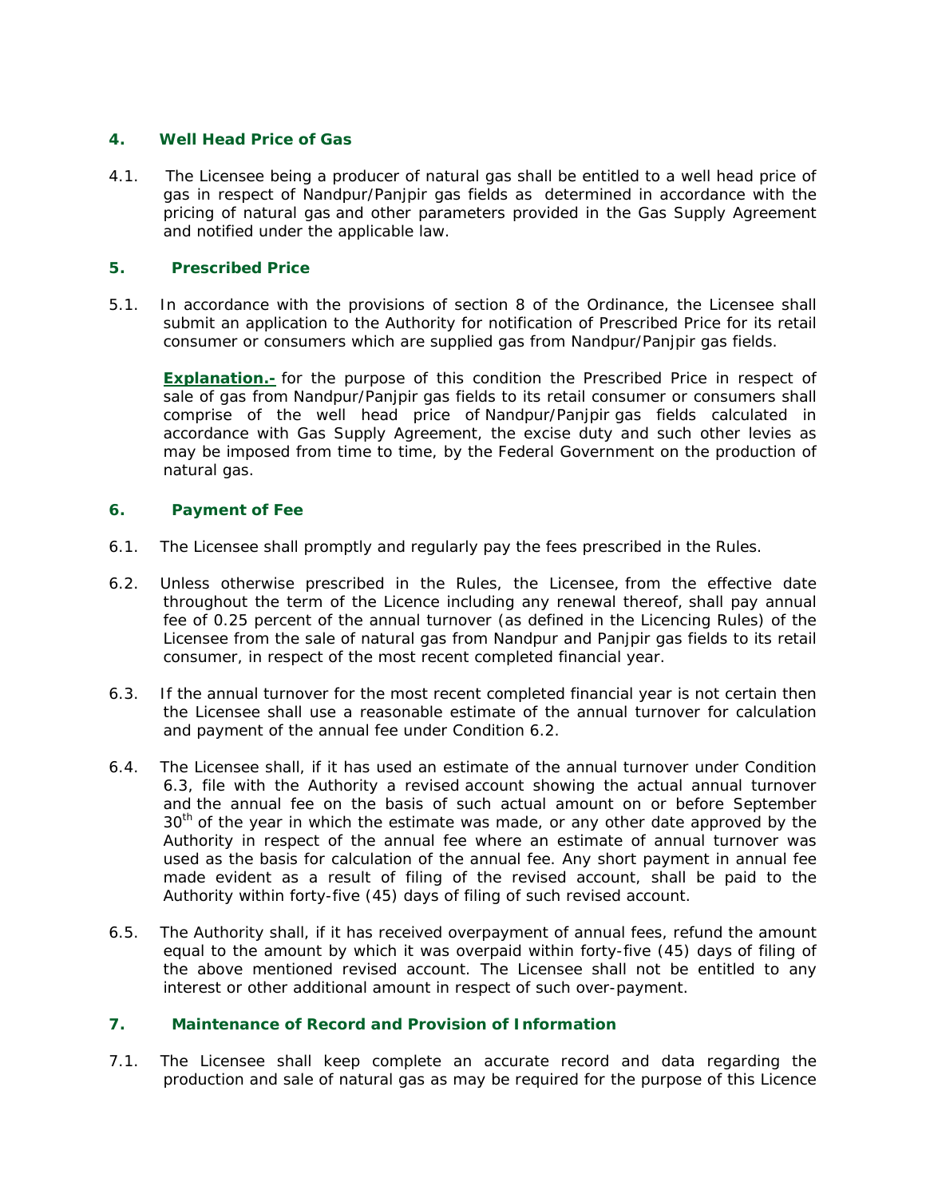## 4. Well Head Price of Gas

4.1. The Licensee being a producer of natural gas shall be entitled to a well head price of gas in respect of Nandpur/Panjpir gas fields as determined in accordance with the pricing of natural gas and other parameters provided in the Gas Supply Agreement and notified under the applicable law.

## 5. Prescribed Price

5.1. In accordance with the provisions of section 8 of the Ordinance, the Licensee shall submit an application to the Authority for notification of Prescribed Price for its retail consumer or consumers which are supplied gas from Nandpur/Panjpir gas fields.

**Explanation.-** for the purpose of this condition the Prescribed Price in respect of sale of gas from Nandpur/Panjpir gas fields to its retail consumer or consumers shall comprise of the well head price of Nandpur/Panjpir gas fields calculated in accordance with Gas Supply Agreement, the excise duty and such other levies as may be imposed from time to time, by the Federal Government on the production of natural gas.

## 6. Payment of Fee

6.1. The Licensee shall promptly and regularly pay the fees prescribed in the Rules.

6.2. Unless otherwise prescribed in the Rules, the Licensee, from the effective date throughout the term of the Licence including any renewal thereof, shall pay annual fee of 0.25 percent of the annual turnover (as defined in the Licencing Rules) of the Licensee from the sale of natural gas from Nandpur and Panjpir gas fields to its retail consumer, in respect of the most recent completed financial year.

6.3. If the annual turnover for the most recent completed financial year is not certain then the Licensee shall use a reasonable estimate of the annual turnover for calculation and payment of the annual fee under Condition 6.2.

6.4. The Licensee shall, if it has used an estimate of the annual turnover under Condition 6.3, file with the Authority a revised account showing the actual annual turnover and the annual fee on the basis of such actual amount on or before September 30th of the year in which the estimate was made, or any other date approved by the Authority in respect of the annual fee where an estimate of annual turnover was used as the basis for calculation of the annual fee. Any short payment in annual fee made evident as a result of filing of the revised account, shall be paid to the Authority within forty-five (45) days of filing of such revised account.

6.5. The Authority shall, if it has received overpayment of annual fees, refund the amount equal to the amount by which it was overpaid within forty-five (45) days of filing of the above mentioned revised account. The Licensee shall not be entitled to any interest or other additional amount in respect of such over-payment.

## 7. Maintenance of Record and Provision of Information

7.1. The Licensee shall keep complete an accurate record and data regarding the production and sale of natural gas as may be required for the purpose of this Licence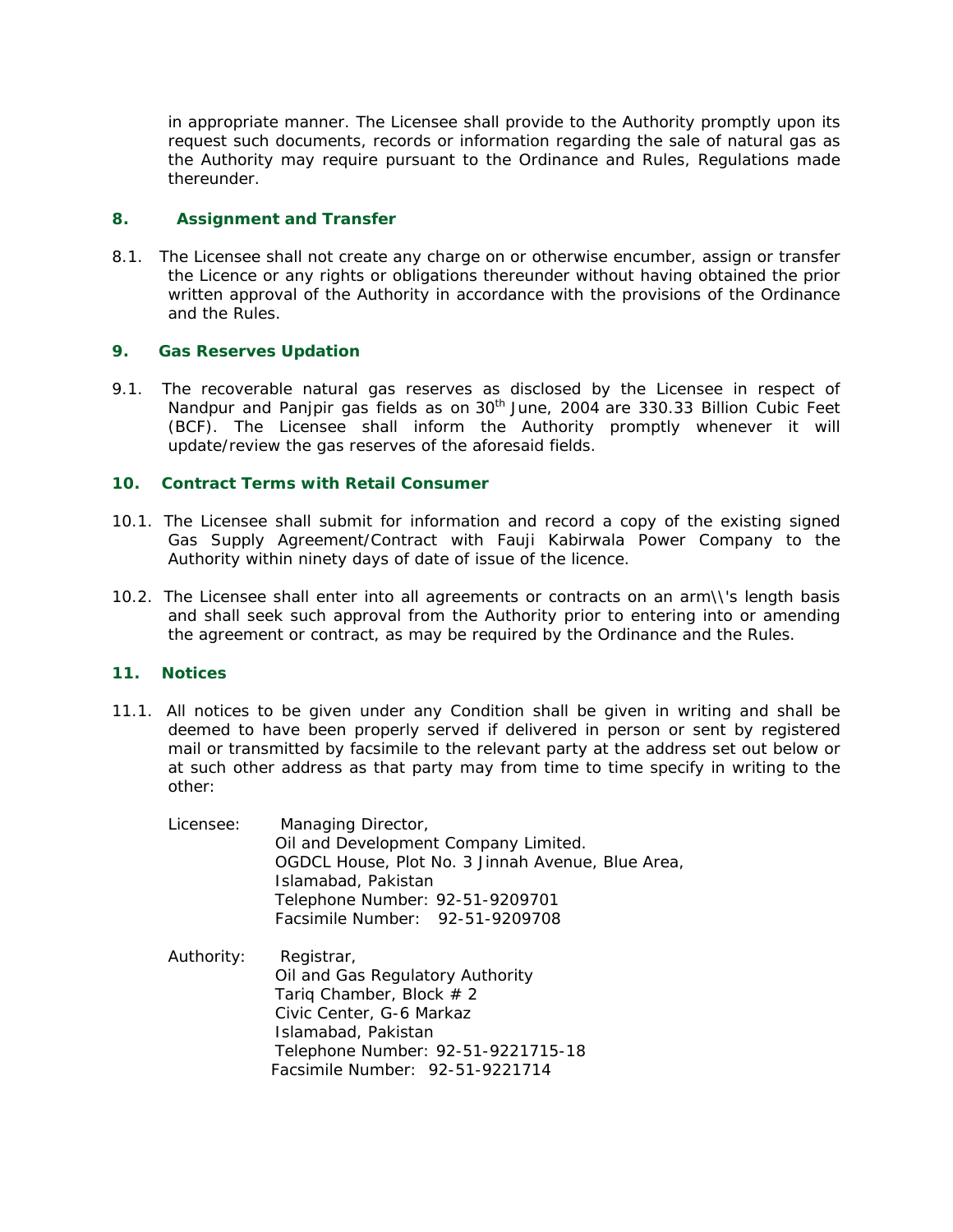in appropriate manner. The Licensee shall provide to the Authority promptly upon its request such documents, records or information regarding the sale of natural gas as the Authority may require pursuant to the Ordinance and Rules, Regulations made thereunder.

## 8. Assignment and Transfer

8.1. The Licensee shall not create any charge on or otherwise encumber, assign or transfer the Licence or any rights or obligations thereunder without having obtained the prior written approval of the Authority in accordance with the provisions of the Ordinance and the Rules.

## 9. Gas Reserves Updation

9.1. The recoverable natural gas reserves as disclosed by the Licensee in respect of Nandpur and Panjpir gas fields as on 30th June, 2004 are 330.33 Billion Cubic Feet (BCF). The Licensee shall inform the Authority promptly whenever it will update/review the gas reserves of the aforesaid fields.

## 10. Contract Terms with Retail Consumer

10.1. The Licensee shall submit for information and record a copy of the existing signed Gas Supply Agreement/Contract with Fauji Kabirwala Power Company to the Authority within ninety days of date of issue of the licence.

10.2. The Licensee shall enter into all agreements or contracts on an arm\\'s length basis and shall seek such approval from the Authority prior to entering into or amending the agreement or contract, as may be required by the Ordinance and the Rules.

## 11. Notices

11.1. All notices to be given under any Condition shall be given in writing and shall be deemed to have been properly served if delivered in person or sent by registered mail or transmitted by facsimile to the relevant party at the address set out below or at such other address as that party may from time to time specify in writing to the other:

Licensee: Managing Director,
Oil and Development Company Limited.
OGDCL House, Plot No. 3 Jinnah Avenue, Blue Area,
Islamabad, Pakistan
Telephone Number: 92-51-9209701
Facsimile Number: 92-51-9209708

Authority: Registrar,
Oil and Gas Regulatory Authority
Tariq Chamber, Block # 2
Civic Center, G-6 Markaz
Islamabad, Pakistan
Telephone Number: 92-51-9221715-18
Facsimile Number: 92-51-9221714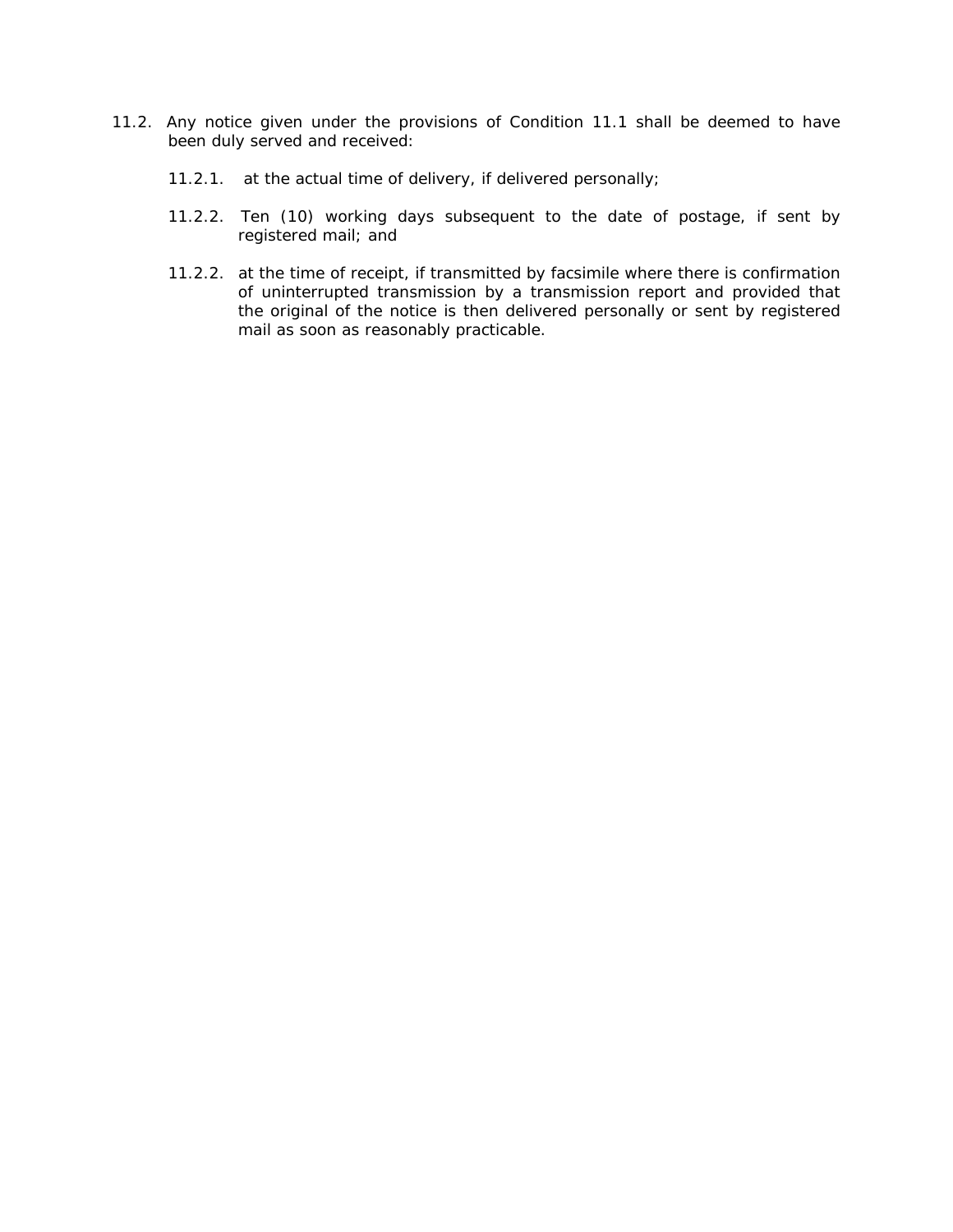11.2. Any notice given under the provisions of Condition 11.1 shall be deemed to have been duly served and received:

   11.2.1. at the actual time of delivery, if delivered personally;

   11.2.2. Ten (10) working days subsequent to the date of postage, if sent by registered mail; and

   11.2.2. at the time of receipt, if transmitted by facsimile where there is confirmation of uninterrupted transmission by a transmission report and provided that the original of the notice is then delivered personally or sent by registered mail as soon as reasonably practicable.